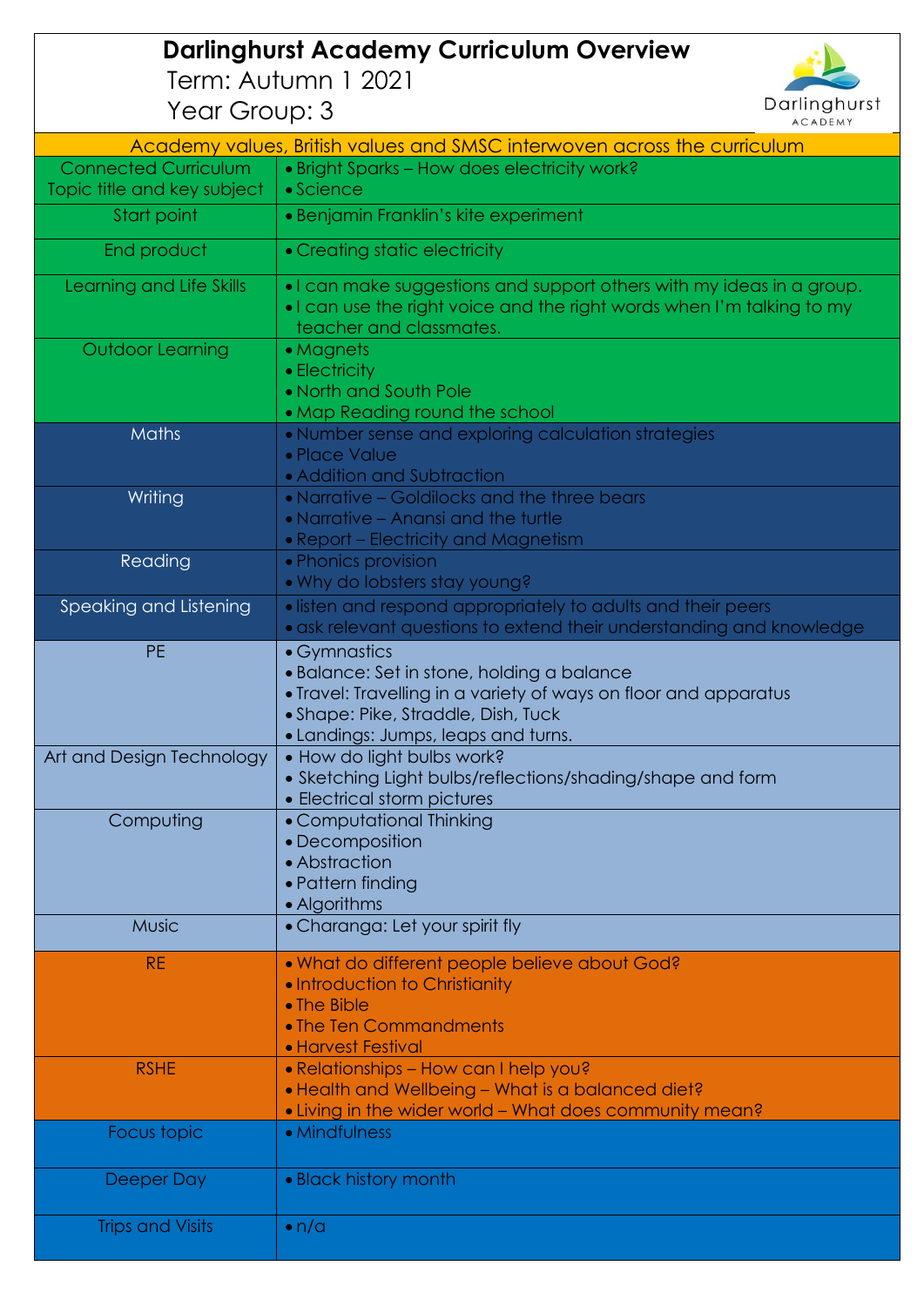# Darlinghurst Academy Curriculum Overview

Term: Autumn 1 2021

Year Group: 3

| Academy values, British values and SMSC interwoven across the curriculum | |
|---|---|
| Connected Curriculum Topic title and key subject | • Bright Sparks – How does electricity work?<br>• Science |
| Start point | • Benjamin Franklin's kite experiment |
| End product | • Creating static electricity |
| Learning and Life Skills | • I can make suggestions and support others with my ideas in a group.<br>• I can use the right voice and the right words when I'm talking to my teacher and classmates. |
| Outdoor Learning | • Magnets<br>• Electricity<br>• North and South Pole<br>• Map Reading round the school |
| Maths | • Number sense and exploring calculation strategies<br>• Place Value<br>• Addition and Subtraction |
| Writing | • Narrative – Goldilocks and the three bears<br>• Narrative – Anansi and the turtle<br>• Report – Electricity and Magnetism |
| Reading | • Phonics provision<br>• Why do lobsters stay young? |
| Speaking and Listening | • listen and respond appropriately to adults and their peers<br>• ask relevant questions to extend their understanding and knowledge |
| PE | • Gymnastics<br>• Balance: Set in stone, holding a balance<br>• Travel: Travelling in a variety of ways on floor and apparatus<br>• Shape: Pike, Straddle, Dish, Tuck<br>• Landings: Jumps, leaps and turns. |
| Art and Design Technology | • How do light bulbs work?<br>• Sketching Light bulbs/reflections/shading/shape and form<br>• Electrical storm pictures |
| Computing | • Computational Thinking<br>• Decomposition<br>• Abstraction<br>• Pattern finding<br>• Algorithms |
| Music | • Charanga: Let your spirit fly |
| RE | • What do different people believe about God?<br>• Introduction to Christianity<br>• The Bible<br>• The Ten Commandments<br>• Harvest Festival |
| RSHE | • Relationships – How can I help you?<br>• Health and Wellbeing – What is a balanced diet?<br>• Living in the wider world – What does community mean? |
| Focus topic | • Mindfulness |
| Deeper Day | • Black history month |
| Trips and Visits | • n/a |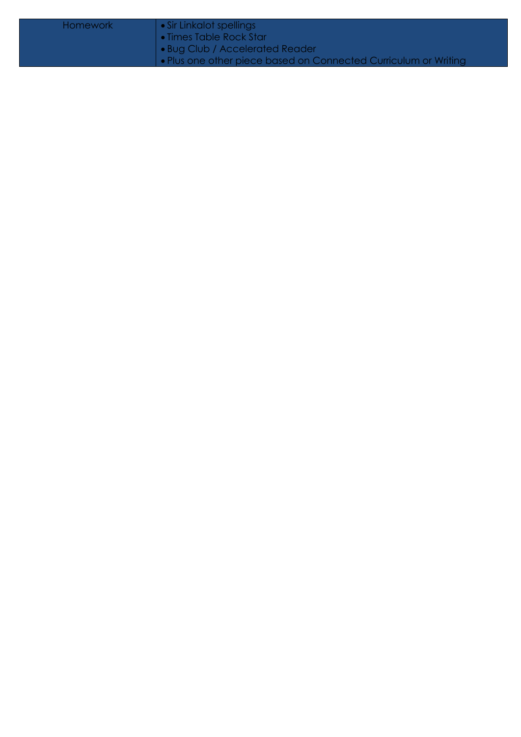| | |
|---|---|
| Homework | • Sir Linkalot spellings<br>• Times Table Rock Star<br>• Bug Club / Accelerated Reader<br>• Plus one other piece based on Connected Curriculum or Writing |